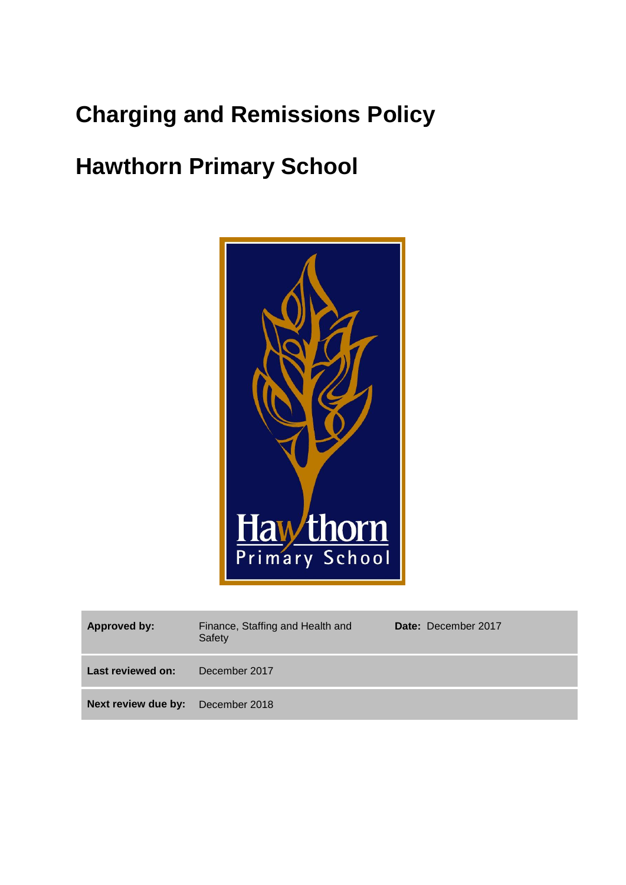# Charging and Remissions Policy

# Hawthorn Primary School

| | | |
|---|---|---|
| **Approved by:** | Finance, Staffing and Health and Safety | **Date:** December 2017 |
| **Last reviewed on:** | December 2017 | |
| **Next review due by:** | December 2018 | |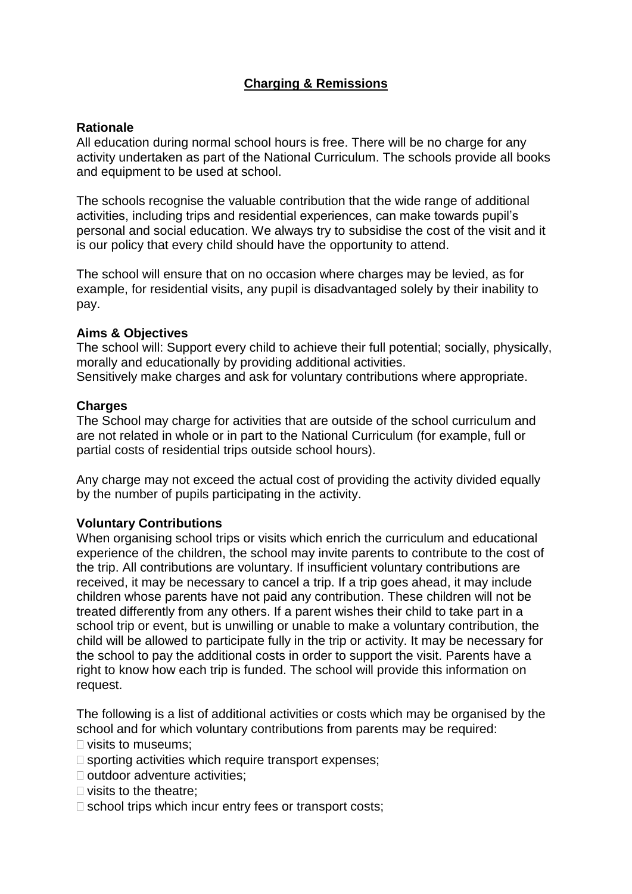## Charging & Remissions

### Rationale

All education during normal school hours is free. There will be no charge for any activity undertaken as part of the National Curriculum. The schools provide all books and equipment to be used at school.

The schools recognise the valuable contribution that the wide range of additional activities, including trips and residential experiences, can make towards pupil's personal and social education. We always try to subsidise the cost of the visit and it is our policy that every child should have the opportunity to attend.

The school will ensure that on no occasion where charges may be levied, as for example, for residential visits, any pupil is disadvantaged solely by their inability to pay.

### Aims & Objectives

The school will: Support every child to achieve their full potential; socially, physically, morally and educationally by providing additional activities.
Sensitively make charges and ask for voluntary contributions where appropriate.

### Charges

The School may charge for activities that are outside of the school curriculum and are not related in whole or in part to the National Curriculum (for example, full or partial costs of residential trips outside school hours).

Any charge may not exceed the actual cost of providing the activity divided equally by the number of pupils participating in the activity.

### Voluntary Contributions

When organising school trips or visits which enrich the curriculum and educational experience of the children, the school may invite parents to contribute to the cost of the trip. All contributions are voluntary. If insufficient voluntary contributions are received, it may be necessary to cancel a trip. If a trip goes ahead, it may include children whose parents have not paid any contribution. These children will not be treated differently from any others. If a parent wishes their child to take part in a school trip or event, but is unwilling or unable to make a voluntary contribution, the child will be allowed to participate fully in the trip or activity. It may be necessary for the school to pay the additional costs in order to support the visit. Parents have a right to know how each trip is funded. The school will provide this information on request.

The following is a list of additional activities or costs which may be organised by the school and for which voluntary contributions from parents may be required:

- visits to museums;
- sporting activities which require transport expenses;
- outdoor adventure activities;
- visits to the theatre;
- school trips which incur entry fees or transport costs;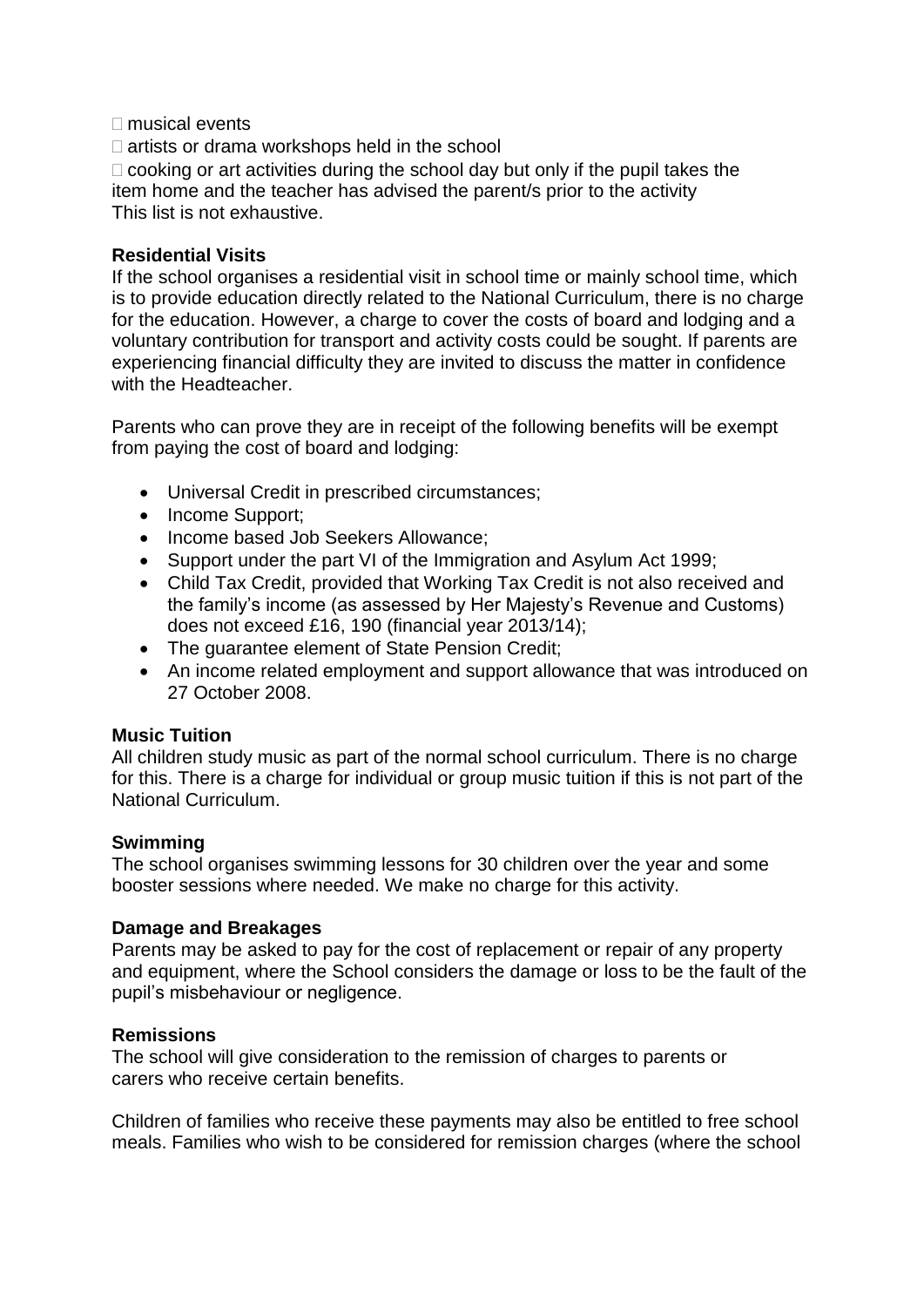- musical events
- artists or drama workshops held in the school
- cooking or art activities during the school day but only if the pupil takes the item home and the teacher has advised the parent/s prior to the activity

This list is not exhaustive.

**Residential Visits**

If the school organises a residential visit in school time or mainly school time, which is to provide education directly related to the National Curriculum, there is no charge for the education. However, a charge to cover the costs of board and lodging and a voluntary contribution for transport and activity costs could be sought. If parents are experiencing financial difficulty they are invited to discuss the matter in confidence with the Headteacher.

Parents who can prove they are in receipt of the following benefits will be exempt from paying the cost of board and lodging:

- Universal Credit in prescribed circumstances;
- Income Support;
- Income based Job Seekers Allowance;
- Support under the part VI of the Immigration and Asylum Act 1999;
- Child Tax Credit, provided that Working Tax Credit is not also received and the family's income (as assessed by Her Majesty's Revenue and Customs) does not exceed £16, 190 (financial year 2013/14);
- The guarantee element of State Pension Credit;
- An income related employment and support allowance that was introduced on 27 October 2008.

**Music Tuition**

All children study music as part of the normal school curriculum. There is no charge for this. There is a charge for individual or group music tuition if this is not part of the National Curriculum.

**Swimming**

The school organises swimming lessons for 30 children over the year and some booster sessions where needed. We make no charge for this activity.

**Damage and Breakages**

Parents may be asked to pay for the cost of replacement or repair of any property and equipment, where the School considers the damage or loss to be the fault of the pupil's misbehaviour or negligence.

**Remissions**

The school will give consideration to the remission of charges to parents or carers who receive certain benefits.

Children of families who receive these payments may also be entitled to free school meals. Families who wish to be considered for remission charges (where the school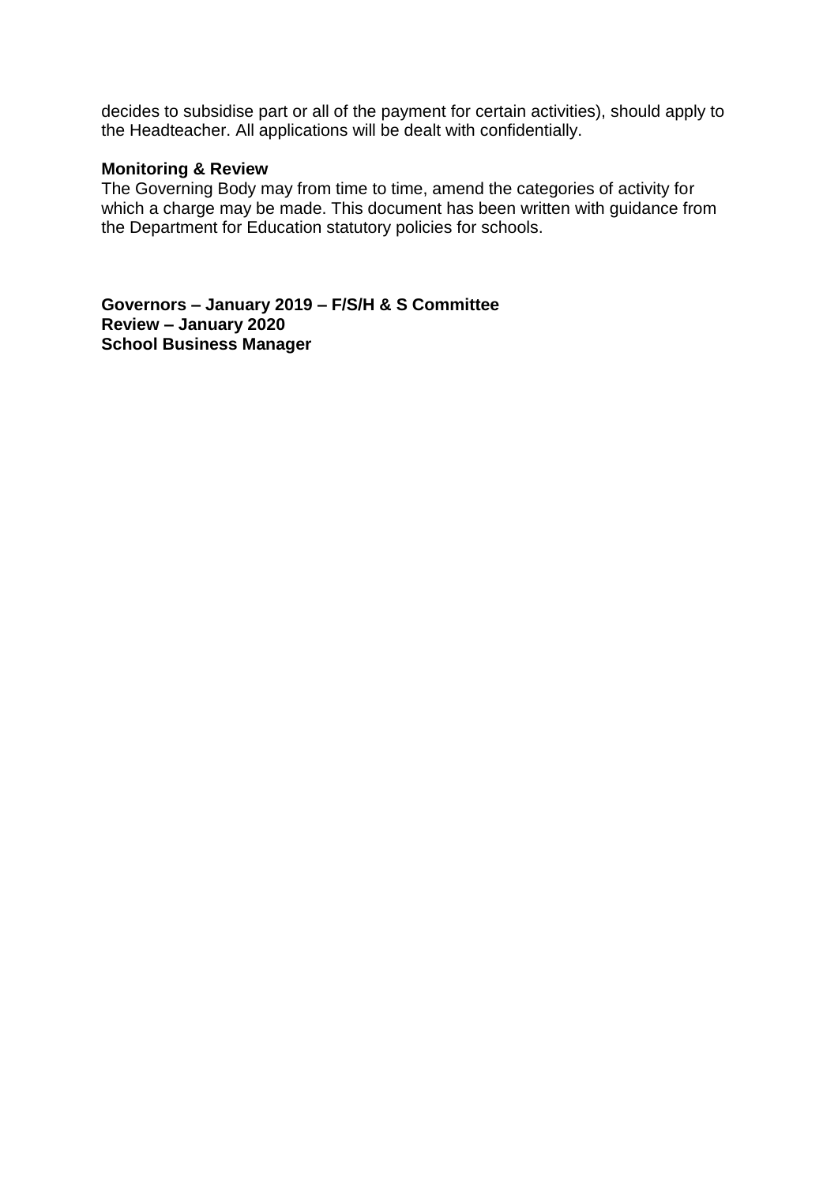decides to subsidise part or all of the payment for certain activities), should apply to the Headteacher. All applications will be dealt with confidentially.

**Monitoring & Review**

The Governing Body may from time to time, amend the categories of activity for which a charge may be made. This document has been written with guidance from the Department for Education statutory policies for schools.

**Governors – January 2019 – F/S/H & S Committee**
**Review – January 2020**
**School Business Manager**